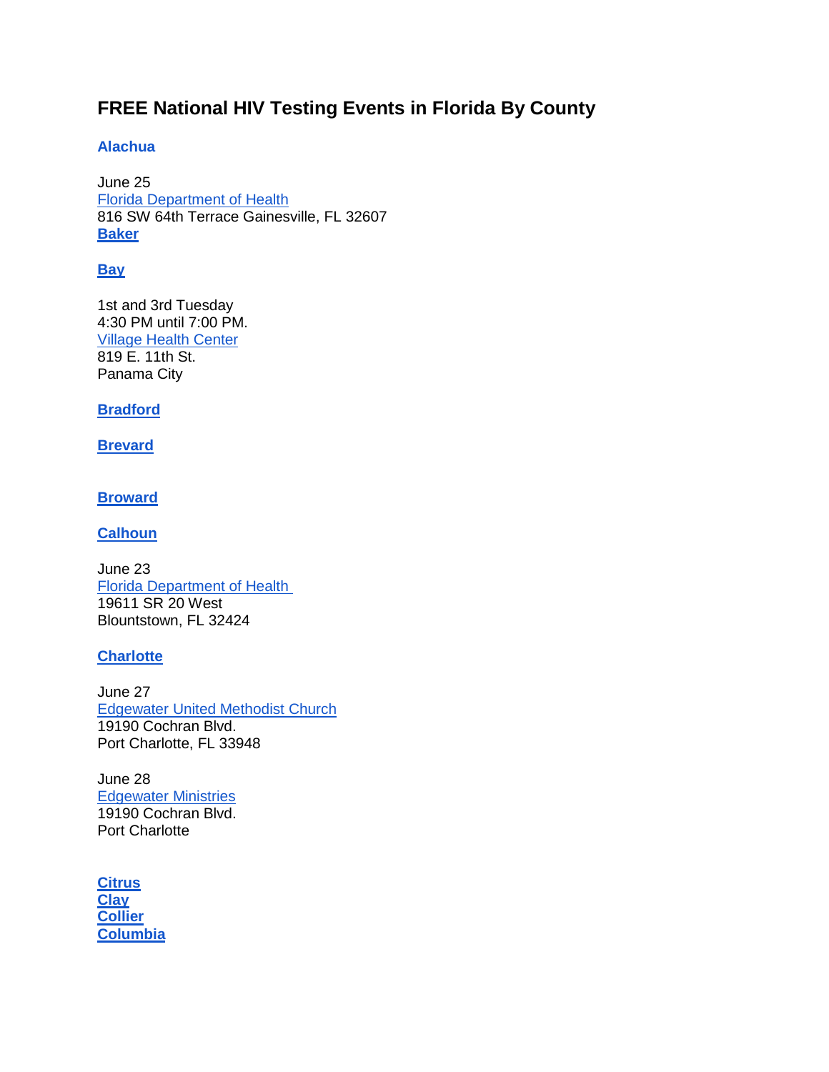# FREE National HIV Testing Events in Florida By County

### Alachua

June 25
Florida Department of Health
816 SW 64th Terrace Gainesville, FL 32607

### Baker

### Bay

1st and 3rd Tuesday
4:30 PM until 7:00 PM.
Village Health Center
819 E. 11th St.
Panama City

### Bradford

### Brevard

### Broward

### Calhoun

June 23
Florida Department of Health
19611 SR 20 West
Blountstown, FL 32424

### Charlotte

June 27
Edgewater United Methodist Church
19190 Cochran Blvd.
Port Charlotte, FL 33948

June 28
Edgewater Ministries
19190 Cochran Blvd.
Port Charlotte

### Citrus
### Clay
### Collier
### Columbia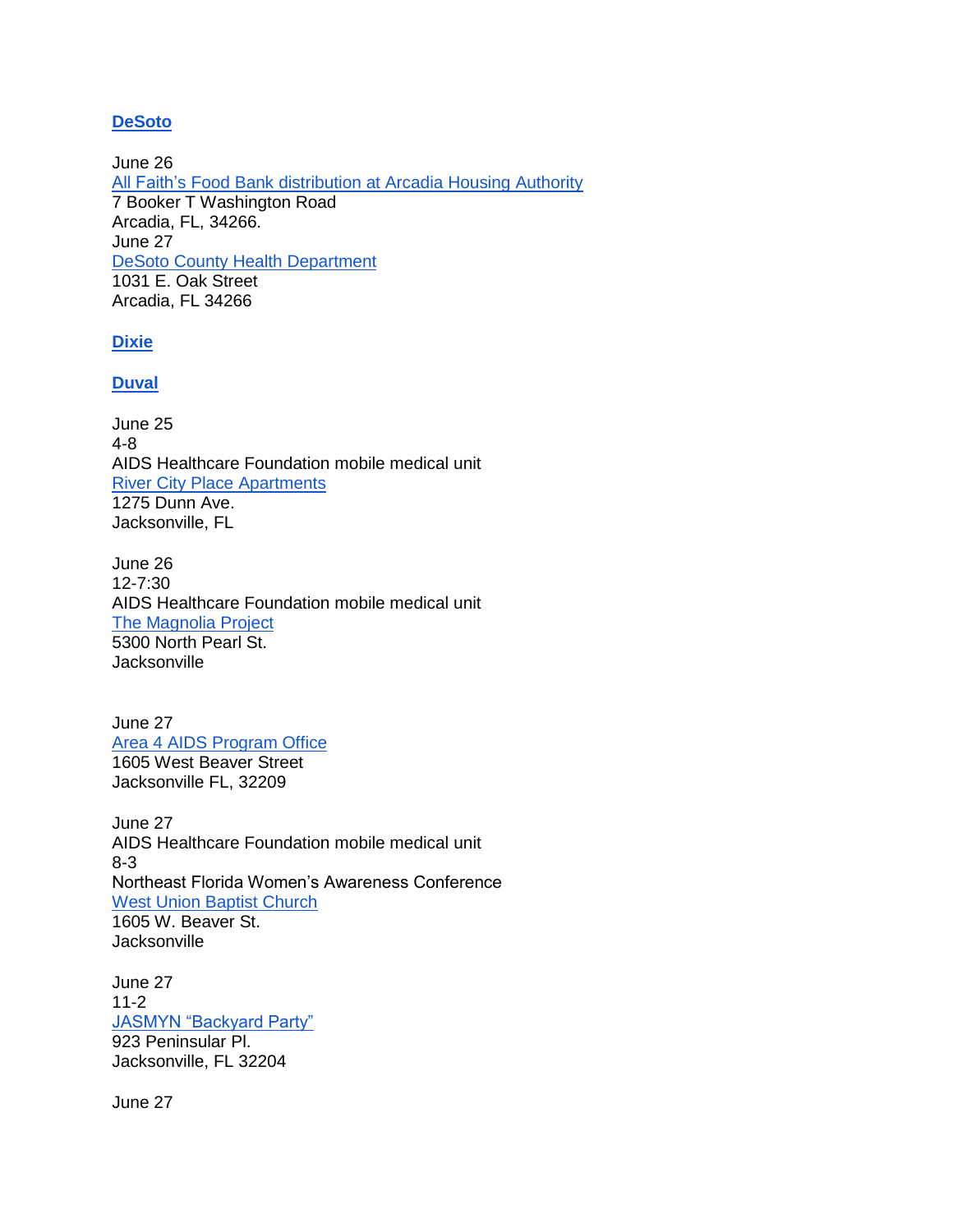**DeSoto**

June 26
All Faith's Food Bank distribution at Arcadia Housing Authority
7 Booker T Washington Road
Arcadia, FL, 34266.
June 27
DeSoto County Health Department
1031 E. Oak Street
Arcadia, FL 34266

**Dixie**

**Duval**

June 25
4-8
AIDS Healthcare Foundation mobile medical unit
River City Place Apartments
1275 Dunn Ave.
Jacksonville, FL

June 26
12-7:30
AIDS Healthcare Foundation mobile medical unit
The Magnolia Project
5300 North Pearl St.
Jacksonville

June 27
Area 4 AIDS Program Office
1605 West Beaver Street
Jacksonville FL, 32209

June 27
AIDS Healthcare Foundation mobile medical unit
8-3
Northeast Florida Women's Awareness Conference
West Union Baptist Church
1605 W. Beaver St.
Jacksonville

June 27
11-2
JASMYN "Backyard Party"
923 Peninsular Pl.
Jacksonville, FL 32204

June 27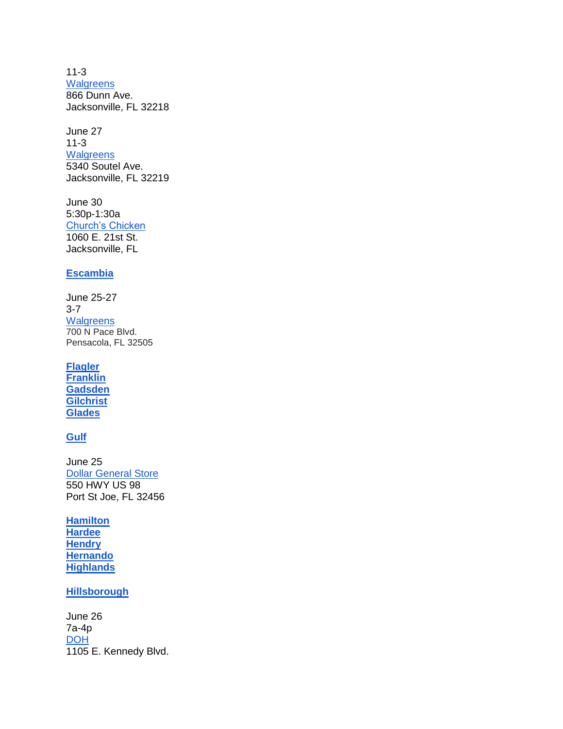11-3
Walgreens
866 Dunn Ave.
Jacksonville, FL 32218

June 27
11-3
Walgreens
5340 Soutel Ave.
Jacksonville, FL 32219

June 30
5:30p-1:30a
Church's Chicken
1060 E. 21st St.
Jacksonville, FL

**Escambia**

June 25-27
3-7
Walgreens
700 N Pace Blvd.
Pensacola, FL 32505

**Flagler**
**Franklin**
**Gadsden**
**Gilchrist**
**Glades**

**Gulf**

June 25
Dollar General Store
550 HWY US 98
Port St Joe, FL 32456

**Hamilton**
**Hardee**
**Hendry**
**Hernando**
**Highlands**

**Hillsborough**

June 26
7a-4p
DOH
1105 E. Kennedy Blvd.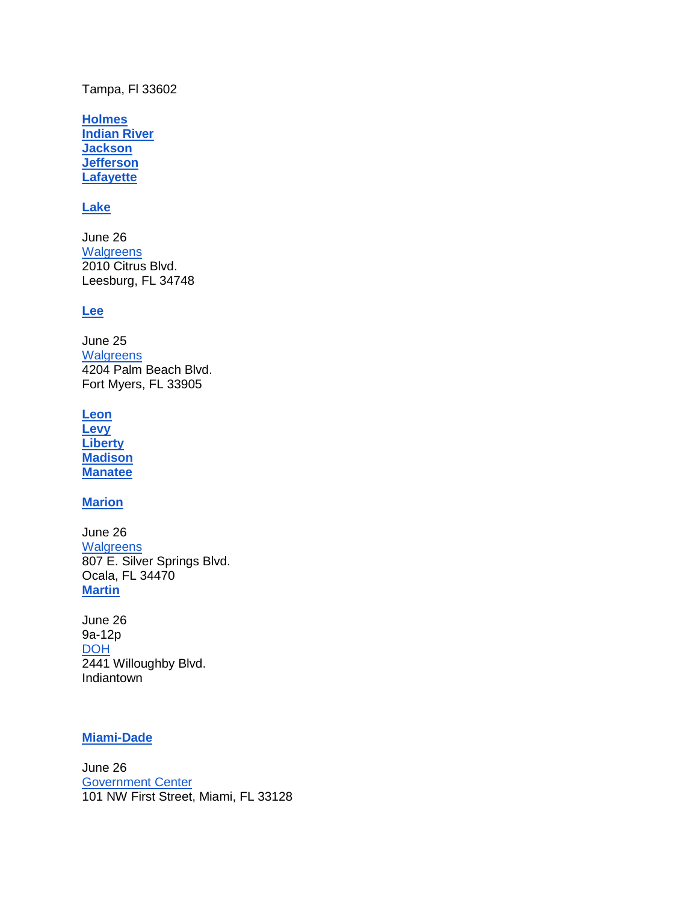Tampa, Fl 33602

**Holmes**
**Indian River**
**Jackson**
**Jefferson**
**Lafayette**

**Lake**

June 26
Walgreens
2010 Citrus Blvd.
Leesburg, FL 34748

**Lee**

June 25
Walgreens
4204 Palm Beach Blvd.
Fort Myers, FL 33905

**Leon**
**Levy**
**Liberty**
**Madison**
**Manatee**

**Marion**

June 26
Walgreens
807 E. Silver Springs Blvd.
Ocala, FL 34470
**Martin**

June 26
9a-12p
DOH
2441 Willoughby Blvd.
Indiantown

**Miami-Dade**

June 26
Government Center
101 NW First Street, Miami, FL 33128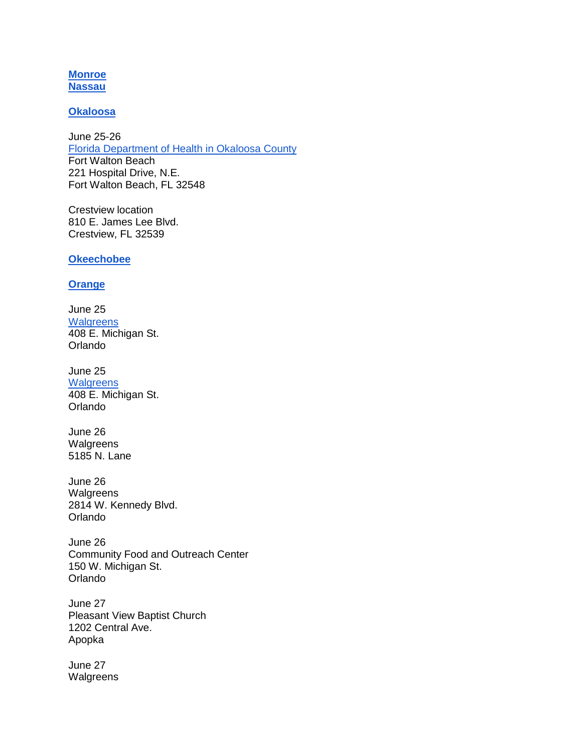**Monroe**
**Nassau**

**Okaloosa**

June 25-26
Florida Department of Health in Okaloosa County
Fort Walton Beach
221 Hospital Drive, N.E.
Fort Walton Beach, FL 32548

Crestview location
810 E. James Lee Blvd.
Crestview, FL 32539

**Okeechobee**

**Orange**

June 25
Walgreens
408 E. Michigan St.
Orlando

June 25
Walgreens
408 E. Michigan St.
Orlando

June 26
Walgreens
5185 N. Lane

June 26
Walgreens
2814 W. Kennedy Blvd.
Orlando

June 26
Community Food and Outreach Center
150 W. Michigan St.
Orlando

June 27
Pleasant View Baptist Church
1202 Central Ave.
Apopka

June 27
Walgreens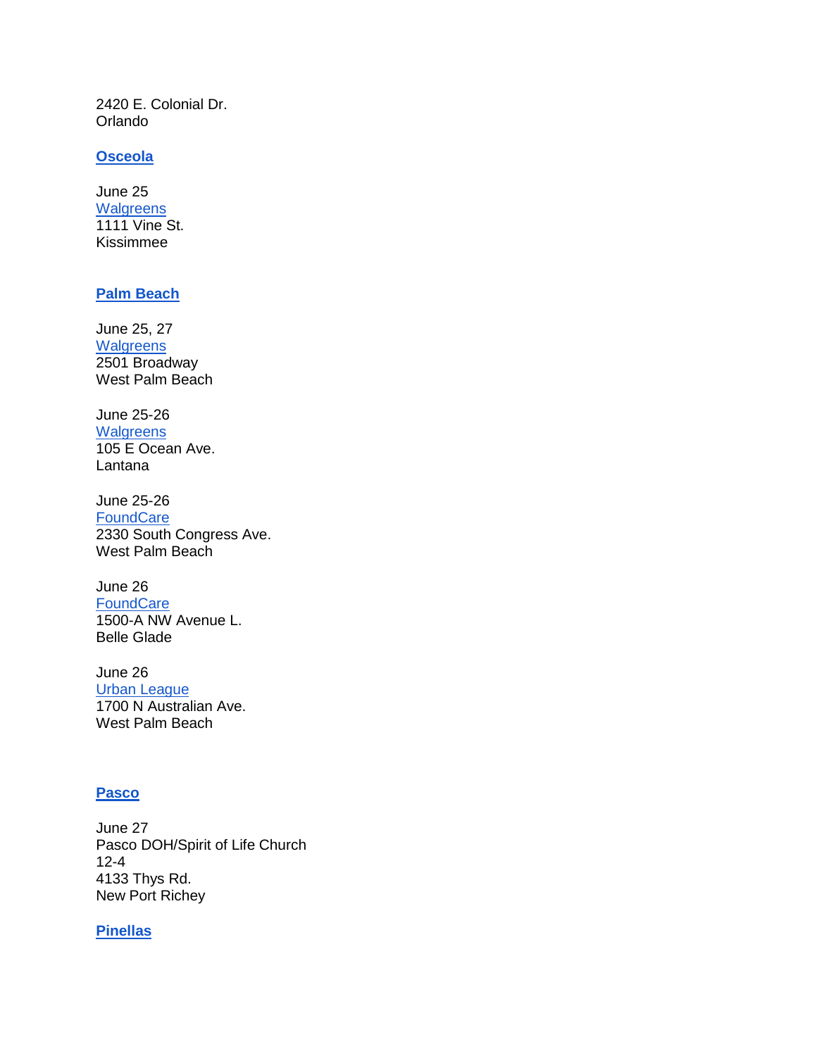2420 E. Colonial Dr.
Orlando

**Osceola**

June 25
Walgreens
1111 Vine St.
Kissimmee

**Palm Beach**

June 25, 27
Walgreens
2501 Broadway
West Palm Beach

June 25-26
Walgreens
105 E Ocean Ave.
Lantana

June 25-26
FoundCare
2330 South Congress Ave.
West Palm Beach

June 26
FoundCare
1500-A NW Avenue L.
Belle Glade

June 26
Urban League
1700 N Australian Ave.
West Palm Beach

**Pasco**

June 27
Pasco DOH/Spirit of Life Church
12-4
4133 Thys Rd.
New Port Richey

**Pinellas**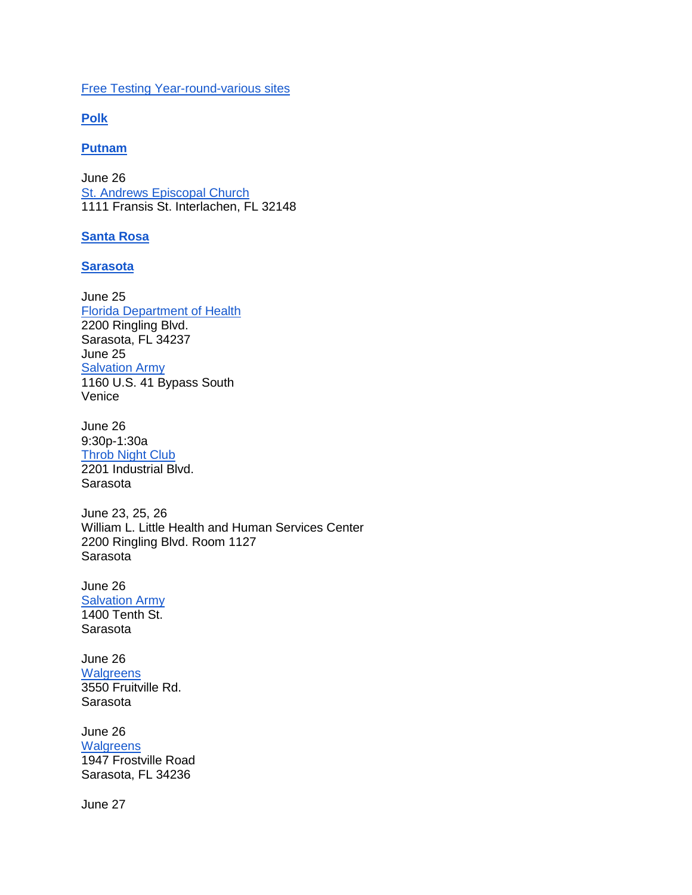Free Testing Year-round-various sites

**Polk**

**Putnam**

June 26
St. Andrews Episcopal Church
1111 Fransis St. Interlachen, FL 32148

**Santa Rosa**

**Sarasota**

June 25
Florida Department of Health
2200 Ringling Blvd.
Sarasota, FL 34237
June 25
Salvation Army
1160 U.S. 41 Bypass South
Venice

June 26
9:30p-1:30a
Throb Night Club
2201 Industrial Blvd.
Sarasota

June 23, 25, 26
William L. Little Health and Human Services Center
2200 Ringling Blvd. Room 1127
Sarasota

June 26
Salvation Army
1400 Tenth St.
Sarasota

June 26
Walgreens
3550 Fruitville Rd.
Sarasota

June 26
Walgreens
1947 Frostville Road
Sarasota, FL 34236

June 27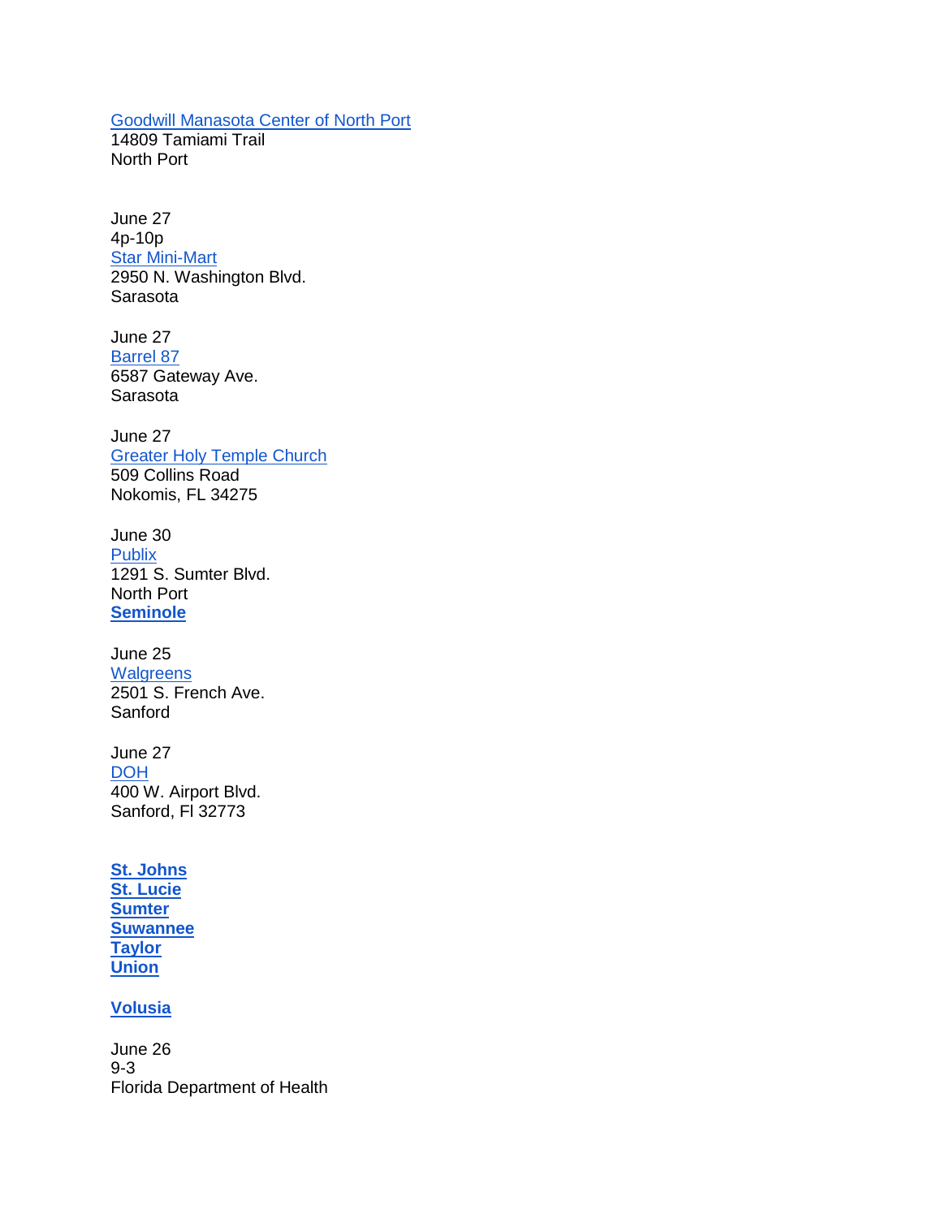Goodwill Manasota Center of North Port
14809 Tamiami Trail
North Port

June 27
4p-10p
Star Mini-Mart
2950 N. Washington Blvd.
Sarasota

June 27
Barrel 87
6587 Gateway Ave.
Sarasota

June 27
Greater Holy Temple Church
509 Collins Road
Nokomis, FL 34275

June 30
Publix
1291 S. Sumter Blvd.
North Port

**Seminole**

June 25
Walgreens
2501 S. French Ave.
Sanford

June 27
DOH
400 W. Airport Blvd.
Sanford, Fl 32773

**St. Johns**
**St. Lucie**
**Sumter**
**Suwannee**
**Taylor**
**Union**

**Volusia**

June 26
9-3
Florida Department of Health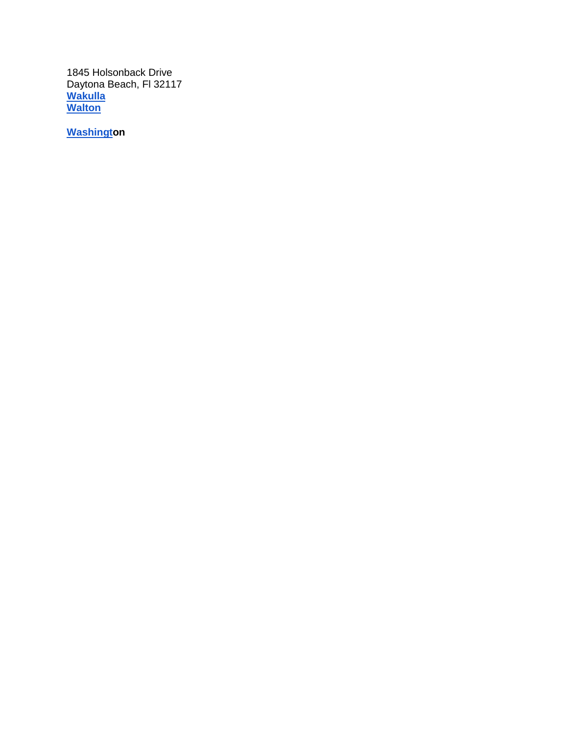1845 Holsonback Drive
Daytona Beach, Fl 32117
**Wakulla**
**Walton**

**Washington**